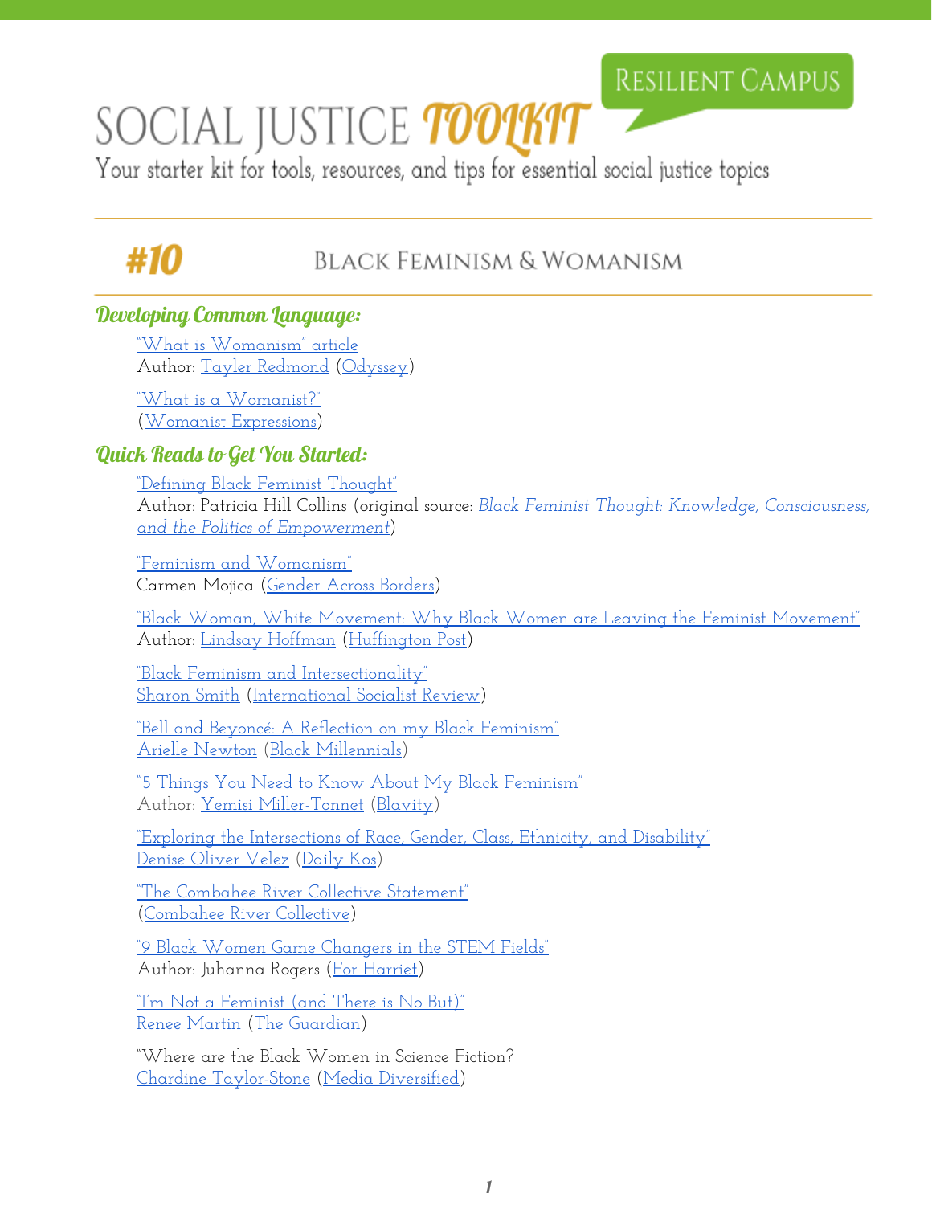RESILIENT CAMPUS

# SOCIAL JUSTICE TOOLKIT

Your starter kit for tools, resources, and tips for essential social justice topics

## #10 BLACK FEMINISM & WOMANISM

### Developing Common Language:

"What is Womanism" article
Author: Tayler Redmond (Odyssey)

"What is a Womanist?"
(Womanist Expressions)

### Quick Reads to Get You Started:

"Defining Black Feminist Thought"
Author: Patricia Hill Collins (original source: *Black Feminist Thought: Knowledge, Consciousness, and the Politics of Empowerment*)

"Feminism and Womanism"
Carmen Mojica (Gender Across Borders)

"Black Woman, White Movement: Why Black Women are Leaving the Feminist Movement"
Author: Lindsay Hoffman (Huffington Post)

"Black Feminism and Intersectionality"
Sharon Smith (International Socialist Review)

"Bell and Beyoncé: A Reflection on my Black Feminism"
Arielle Newton (Black Millennials)

"5 Things You Need to Know About My Black Feminism"
Author: Yemisi Miller-Tonnet (Blavity)

"Exploring the Intersections of Race, Gender, Class, Ethnicity, and Disability"
Denise Oliver Velez (Daily Kos)

"The Combahee River Collective Statement"
(Combahee River Collective)

"9 Black Women Game Changers in the STEM Fields"
Author: Juhanna Rogers (For Harriet)

"I'm Not a Feminist (and There is No But)"
Renee Martin (The Guardian)

"Where are the Black Women in Science Fiction?
Chardine Taylor-Stone (Media Diversified)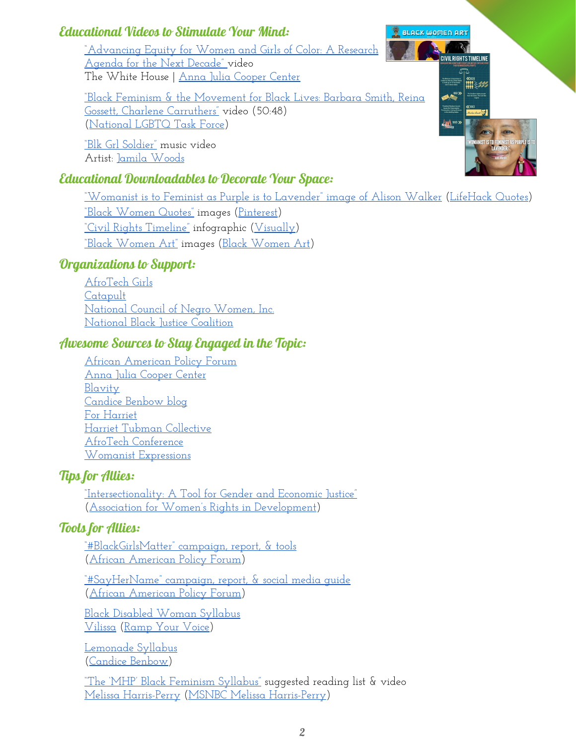## Educational Videos to Stimulate Your Mind:

"Advancing Equity for Women and Girls of Color: A Research Agenda for the Next Decade" video
The White House | Anna Julia Cooper Center

"Black Feminism & the Movement for Black Lives: Barbara Smith, Reina Gossett, Charlene Carruthers" video (50:48)
(National LGBTQ Task Force)

"Blk Grl Soldier" music video
Artist: Jamila Woods

## Educational Downloadables to Decorate Your Space:

"Womanist is to Feminist as Purple is to Lavender" image of Alison Walker (LifeHack Quotes)
"Black Women Quotes" images (Pinterest)
"Civil Rights Timeline" infographic (Visually)
"Black Women Art" images (Black Women Art)

## Organizations to Support:

AfroTech Girls
Catapult
National Council of Negro Women, Inc.
National Black Justice Coalition

## Awesome Sources to Stay Engaged in the Topic:

African American Policy Forum
Anna Julia Cooper Center
Blavity
Candice Benbow blog
For Harriet
Harriet Tubman Collective
AfroTech Conference
Womanist Expressions

## Tips for Allies:

"Intersectionality: A Tool for Gender and Economic Justice"
(Association for Women's Rights in Development)

## Tools for Allies:

"#BlackGirlsMatter" campaign, report, & tools
(African American Policy Forum)

"#SayHerName" campaign, report, & social media guide
(African American Policy Forum)

Black Disabled Woman Syllabus
Vilissa (Ramp Your Voice)

Lemonade Syllabus
(Candice Benbow)

"The 'MHP' Black Feminism Syllabus" suggested reading list & video
Melissa Harris-Perry (MSNBC Melissa Harris-Perry)